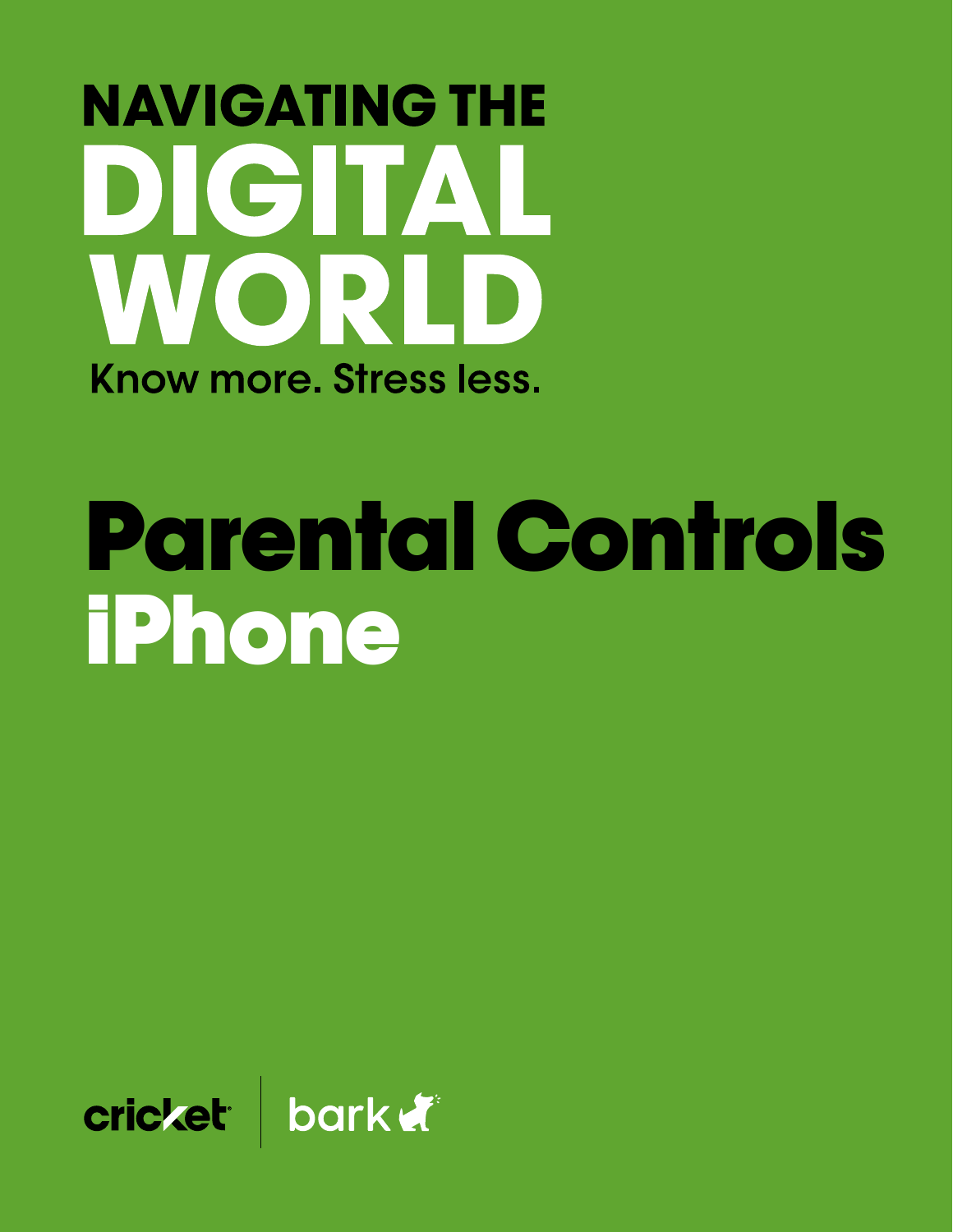# NAVIGATING THE DIGITAL WORLD

Know more. Stress less.

# Parental Controls iPhone

cricket | bark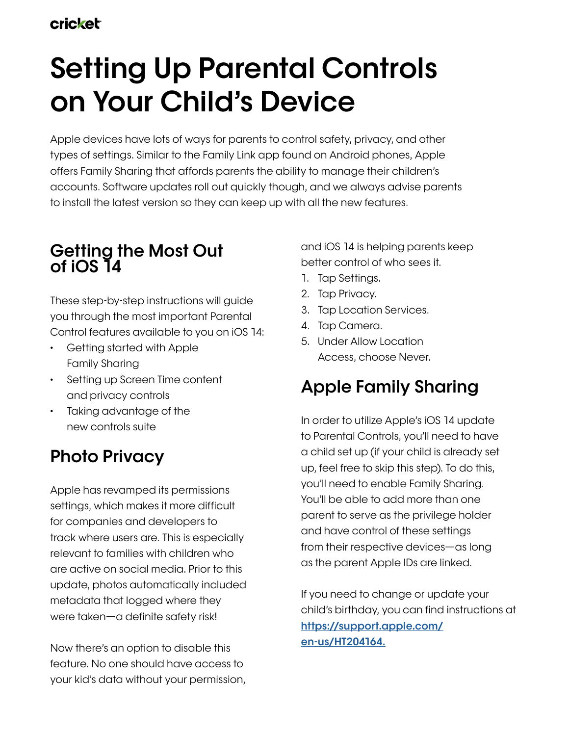# Setting Up Parental Controls on Your Child's Device

Apple devices have lots of ways for parents to control safety, privacy, and other types of settings. Similar to the Family Link app found on Android phones, Apple offers Family Sharing that affords parents the ability to manage their children's accounts. Software updates roll out quickly though, and we always advise parents to install the latest version so they can keep up with all the new features.

## Getting the Most Out of iOS 14

These step-by-step instructions will guide you through the most important Parental Control features available to you on iOS 14:

- Getting started with Apple Family Sharing
- Setting up Screen Time content and privacy controls
- Taking advantage of the new controls suite

## Photo Privacy

Apple has revamped its permissions settings, which makes it more difficult for companies and developers to track where users are. This is especially relevant to families with children who are active on social media. Prior to this update, photos automatically included metadata that logged where they were taken—a definite safety risk!

Now there's an option to disable this feature. No one should have access to your kid's data without your permission, and iOS 14 is helping parents keep better control of who sees it.

1. Tap Settings.
2. Tap Privacy.
3. Tap Location Services.
4. Tap Camera.
5. Under Allow Location Access, choose Never.

## Apple Family Sharing

In order to utilize Apple's iOS 14 update to Parental Controls, you'll need to have a child set up (if your child is already set up, feel free to skip this step). To do this, you'll need to enable Family Sharing. You'll be able to add more than one parent to serve as the privilege holder and have control of these settings from their respective devices—as long as the parent Apple IDs are linked.

If you need to change or update your child's birthday, you can find instructions at [https://support.apple.com/en-us/HT204164.](https://support.apple.com/en-us/HT204164)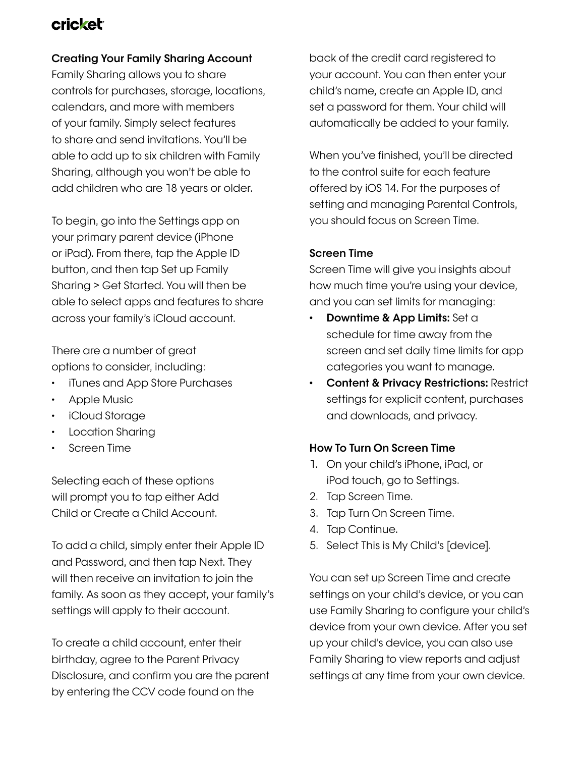## Creating Your Family Sharing Account

Family Sharing allows you to share controls for purchases, storage, locations, calendars, and more with members of your family. Simply select features to share and send invitations. You'll be able to add up to six children with Family Sharing, although you won't be able to add children who are 18 years or older.

To begin, go into the Settings app on your primary parent device (iPhone or iPad). From there, tap the Apple ID button, and then tap Set up Family Sharing > Get Started. You will then be able to select apps and features to share across your family's iCloud account.

There are a number of great options to consider, including:

- iTunes and App Store Purchases
- Apple Music
- iCloud Storage
- Location Sharing
- Screen Time

Selecting each of these options will prompt you to tap either Add Child or Create a Child Account.

To add a child, simply enter their Apple ID and Password, and then tap Next. They will then receive an invitation to join the family. As soon as they accept, your family's settings will apply to their account.

To create a child account, enter their birthday, agree to the Parent Privacy Disclosure, and confirm you are the parent by entering the CCV code found on the back of the credit card registered to your account. You can then enter your child's name, create an Apple ID, and set a password for them. Your child will automatically be added to your family.

When you've finished, you'll be directed to the control suite for each feature offered by iOS 14. For the purposes of setting and managing Parental Controls, you should focus on Screen Time.

## Screen Time

Screen Time will give you insights about how much time you're using your device, and you can set limits for managing:

- **Downtime & App Limits:** Set a schedule for time away from the screen and set daily time limits for app categories you want to manage.
- **Content & Privacy Restrictions:** Restrict settings for explicit content, purchases and downloads, and privacy.

## How To Turn On Screen Time

1. On your child's iPhone, iPad, or iPod touch, go to Settings.
2. Tap Screen Time.
3. Tap Turn On Screen Time.
4. Tap Continue.
5. Select This is My Child's [device].

You can set up Screen Time and create settings on your child's device, or you can use Family Sharing to configure your child's device from your own device. After you set up your child's device, you can also use Family Sharing to view reports and adjust settings at any time from your own device.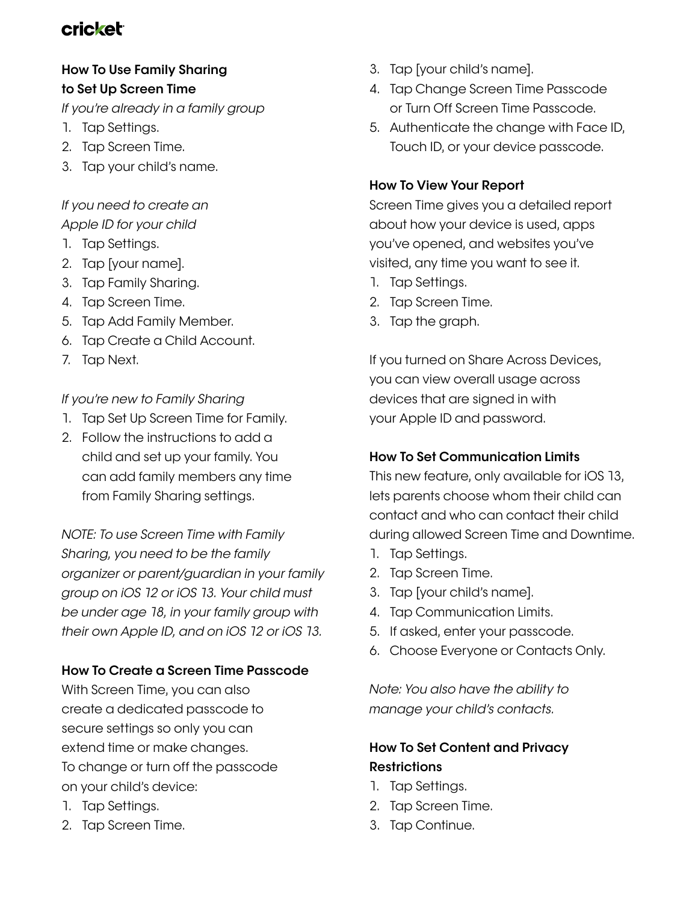### How To Use Family Sharing to Set Up Screen Time

*If you're already in a family group*

1. Tap Settings.
2. Tap Screen Time.
3. Tap your child's name.

*If you need to create an Apple ID for your child*

1. Tap Settings.
2. Tap [your name].
3. Tap Family Sharing.
4. Tap Screen Time.
5. Tap Add Family Member.
6. Tap Create a Child Account.
7. Tap Next.

*If you're new to Family Sharing*

1. Tap Set Up Screen Time for Family.
2. Follow the instructions to add a child and set up your family. You can add family members any time from Family Sharing settings.

*NOTE: To use Screen Time with Family Sharing, you need to be the family organizer or parent/guardian in your family group on iOS 12 or iOS 13. Your child must be under age 18, in your family group with their own Apple ID, and on iOS 12 or iOS 13.*

### How To Create a Screen Time Passcode

With Screen Time, you can also create a dedicated passcode to secure settings so only you can extend time or make changes. To change or turn off the passcode on your child's device:

1. Tap Settings.
2. Tap Screen Time.
3. Tap [your child's name].
4. Tap Change Screen Time Passcode or Turn Off Screen Time Passcode.
5. Authenticate the change with Face ID, Touch ID, or your device passcode.

### How To View Your Report

Screen Time gives you a detailed report about how your device is used, apps you've opened, and websites you've visited, any time you want to see it.

1. Tap Settings.
2. Tap Screen Time.
3. Tap the graph.

If you turned on Share Across Devices, you can view overall usage across devices that are signed in with your Apple ID and password.

### How To Set Communication Limits

This new feature, only available for iOS 13, lets parents choose whom their child can contact and who can contact their child during allowed Screen Time and Downtime.

1. Tap Settings.
2. Tap Screen Time.
3. Tap [your child's name].
4. Tap Communication Limits.
5. If asked, enter your passcode.
6. Choose Everyone or Contacts Only.

*Note: You also have the ability to manage your child's contacts.*

### How To Set Content and Privacy Restrictions

1. Tap Settings.
2. Tap Screen Time.
3. Tap Continue.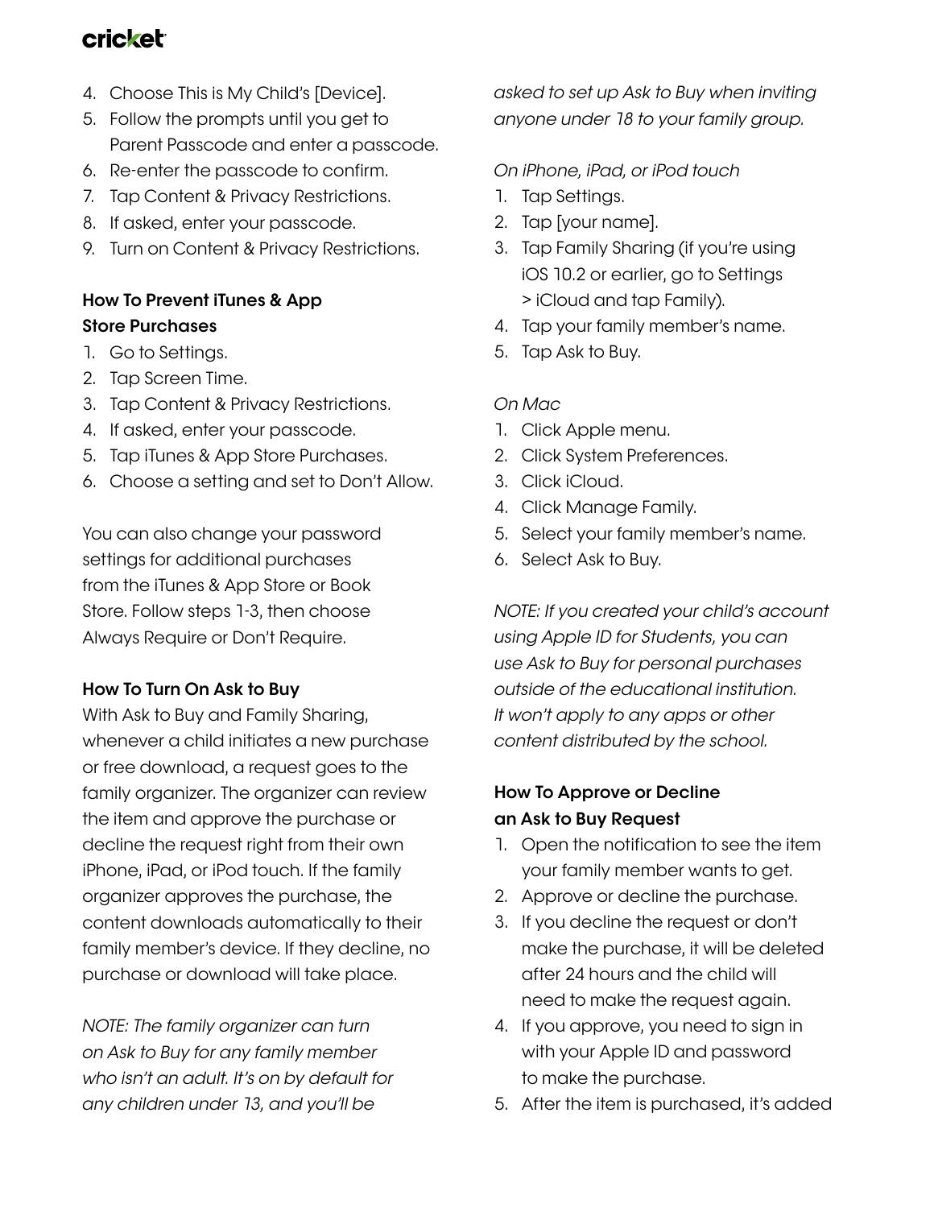4. Choose This is My Child's [Device].
5. Follow the prompts until you get to Parent Passcode and enter a passcode.
6. Re-enter the passcode to confirm.
7. Tap Content & Privacy Restrictions.
8. If asked, enter your passcode.
9. Turn on Content & Privacy Restrictions.

**How To Prevent iTunes & App Store Purchases**

1. Go to Settings.
2. Tap Screen Time.
3. Tap Content & Privacy Restrictions.
4. If asked, enter your passcode.
5. Tap iTunes & App Store Purchases.
6. Choose a setting and set to Don't Allow.

You can also change your password settings for additional purchases from the iTunes & App Store or Book Store. Follow steps 1-3, then choose Always Require or Don't Require.

**How To Turn On Ask to Buy**

With Ask to Buy and Family Sharing, whenever a child initiates a new purchase or free download, a request goes to the family organizer. The organizer can review the item and approve the purchase or decline the request right from their own iPhone, iPad, or iPod touch. If the family organizer approves the purchase, the content downloads automatically to their family member's device. If they decline, no purchase or download will take place.

*NOTE: The family organizer can turn on Ask to Buy for any family member who isn't an adult. It's on by default for any children under 13, and you'll be asked to set up Ask to Buy when inviting anyone under 18 to your family group.*

*On iPhone, iPad, or iPod touch*

1. Tap Settings.
2. Tap [your name].
3. Tap Family Sharing (if you're using iOS 10.2 or earlier, go to Settings > iCloud and tap Family).
4. Tap your family member's name.
5. Tap Ask to Buy.

*On Mac*

1. Click Apple menu.
2. Click System Preferences.
3. Click iCloud.
4. Click Manage Family.
5. Select your family member's name.
6. Select Ask to Buy.

*NOTE: If you created your child's account using Apple ID for Students, you can use Ask to Buy for personal purchases outside of the educational institution. It won't apply to any apps or other content distributed by the school.*

**How To Approve or Decline an Ask to Buy Request**

1. Open the notification to see the item your family member wants to get.
2. Approve or decline the purchase.
3. If you decline the request or don't make the purchase, it will be deleted after 24 hours and the child will need to make the request again.
4. If you approve, you need to sign in with your Apple ID and password to make the purchase.
5. After the item is purchased, it's added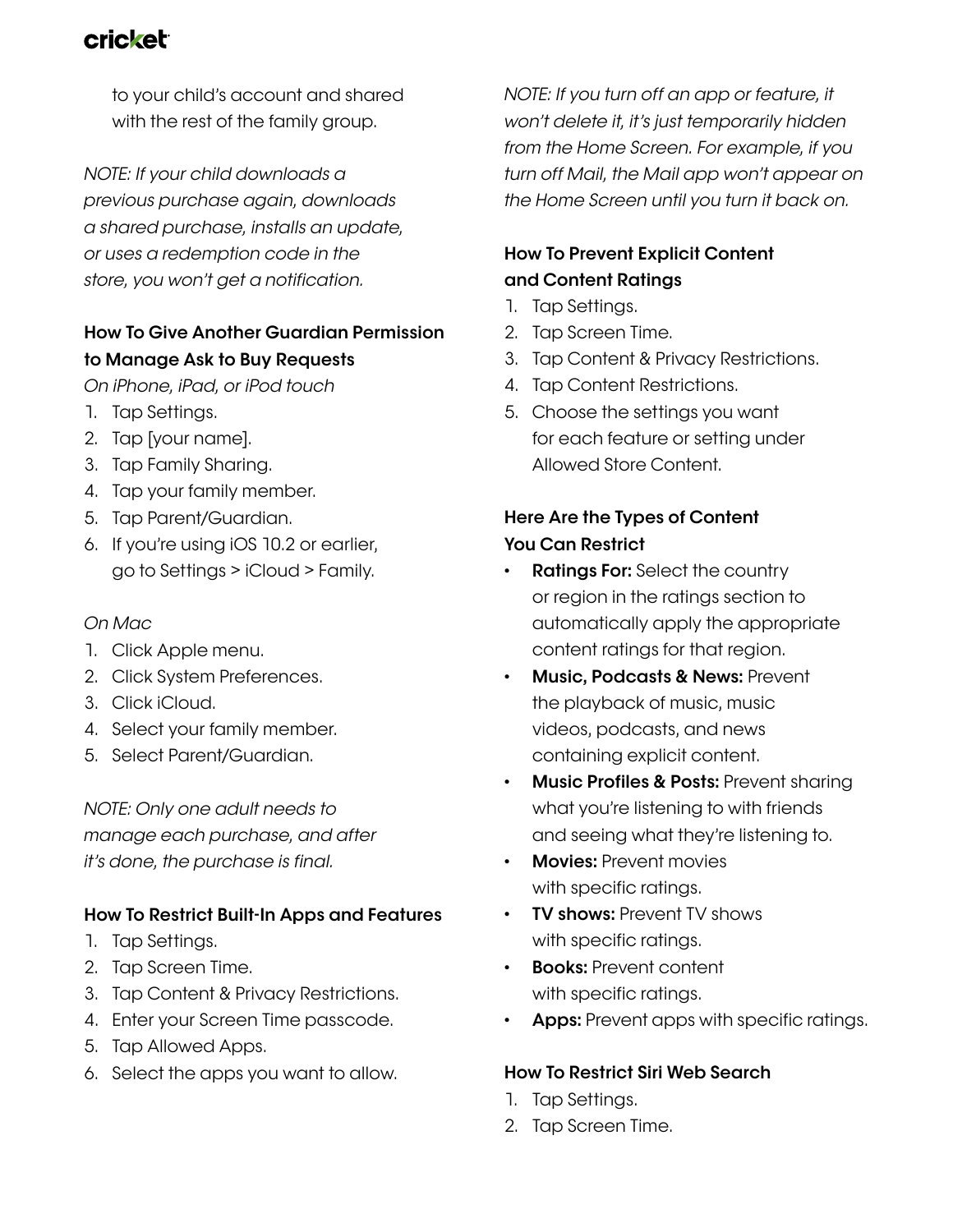to your child's account and shared with the rest of the family group.

*NOTE: If your child downloads a previous purchase again, downloads a shared purchase, installs an update, or uses a redemption code in the store, you won't get a notification.*

### How To Give Another Guardian Permission to Manage Ask to Buy Requests

*On iPhone, iPad, or iPod touch*

1. Tap Settings.
2. Tap [your name].
3. Tap Family Sharing.
4. Tap your family member.
5. Tap Parent/Guardian.
6. If you're using iOS 10.2 or earlier, go to Settings > iCloud > Family.

*On Mac*

1. Click Apple menu.
2. Click System Preferences.
3. Click iCloud.
4. Select your family member.
5. Select Parent/Guardian.

*NOTE: Only one adult needs to manage each purchase, and after it's done, the purchase is final.*

### How To Restrict Built-In Apps and Features

1. Tap Settings.
2. Tap Screen Time.
3. Tap Content & Privacy Restrictions.
4. Enter your Screen Time passcode.
5. Tap Allowed Apps.
6. Select the apps you want to allow.

*NOTE: If you turn off an app or feature, it won't delete it, it's just temporarily hidden from the Home Screen. For example, if you turn off Mail, the Mail app won't appear on the Home Screen until you turn it back on.*

### How To Prevent Explicit Content and Content Ratings

1. Tap Settings.
2. Tap Screen Time.
3. Tap Content & Privacy Restrictions.
4. Tap Content Restrictions.
5. Choose the settings you want for each feature or setting under Allowed Store Content.

### Here Are the Types of Content You Can Restrict

- **Ratings For:** Select the country or region in the ratings section to automatically apply the appropriate content ratings for that region.
- **Music, Podcasts & News:** Prevent the playback of music, music videos, podcasts, and news containing explicit content.
- **Music Profiles & Posts:** Prevent sharing what you're listening to with friends and seeing what they're listening to.
- **Movies:** Prevent movies with specific ratings.
- **TV shows:** Prevent TV shows with specific ratings.
- **Books:** Prevent content with specific ratings.
- **Apps:** Prevent apps with specific ratings.

### How To Restrict Siri Web Search

1. Tap Settings.
2. Tap Screen Time.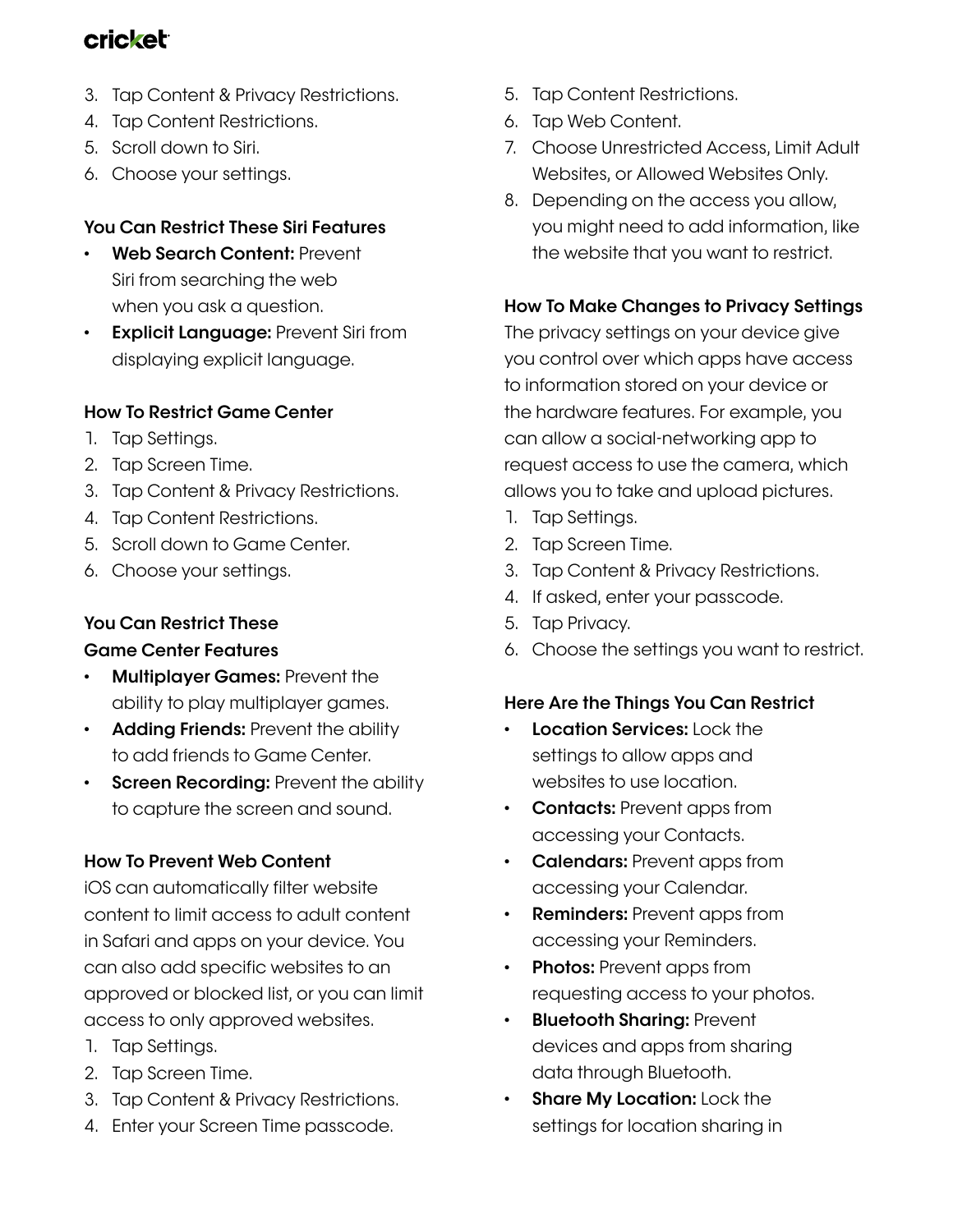3. Tap Content & Privacy Restrictions.
4. Tap Content Restrictions.
5. Scroll down to Siri.
6. Choose your settings.

### You Can Restrict These Siri Features

- **Web Search Content:** Prevent Siri from searching the web when you ask a question.
- **Explicit Language:** Prevent Siri from displaying explicit language.

### How To Restrict Game Center

1. Tap Settings.
2. Tap Screen Time.
3. Tap Content & Privacy Restrictions.
4. Tap Content Restrictions.
5. Scroll down to Game Center.
6. Choose your settings.

### You Can Restrict These Game Center Features

- **Multiplayer Games:** Prevent the ability to play multiplayer games.
- **Adding Friends:** Prevent the ability to add friends to Game Center.
- **Screen Recording:** Prevent the ability to capture the screen and sound.

### How To Prevent Web Content

iOS can automatically filter website content to limit access to adult content in Safari and apps on your device. You can also add specific websites to an approved or blocked list, or you can limit access to only approved websites.

1. Tap Settings.
2. Tap Screen Time.
3. Tap Content & Privacy Restrictions.
4. Enter your Screen Time passcode.
5. Tap Content Restrictions.
6. Tap Web Content.
7. Choose Unrestricted Access, Limit Adult Websites, or Allowed Websites Only.
8. Depending on the access you allow, you might need to add information, like the website that you want to restrict.

### How To Make Changes to Privacy Settings

The privacy settings on your device give you control over which apps have access to information stored on your device or the hardware features. For example, you can allow a social-networking app to request access to use the camera, which allows you to take and upload pictures.

1. Tap Settings.
2. Tap Screen Time.
3. Tap Content & Privacy Restrictions.
4. If asked, enter your passcode.
5. Tap Privacy.
6. Choose the settings you want to restrict.

### Here Are the Things You Can Restrict

- **Location Services:** Lock the settings to allow apps and websites to use location.
- **Contacts:** Prevent apps from accessing your Contacts.
- **Calendars:** Prevent apps from accessing your Calendar.
- **Reminders:** Prevent apps from accessing your Reminders.
- **Photos:** Prevent apps from requesting access to your photos.
- **Bluetooth Sharing:** Prevent devices and apps from sharing data through Bluetooth.
- **Share My Location:** Lock the settings for location sharing in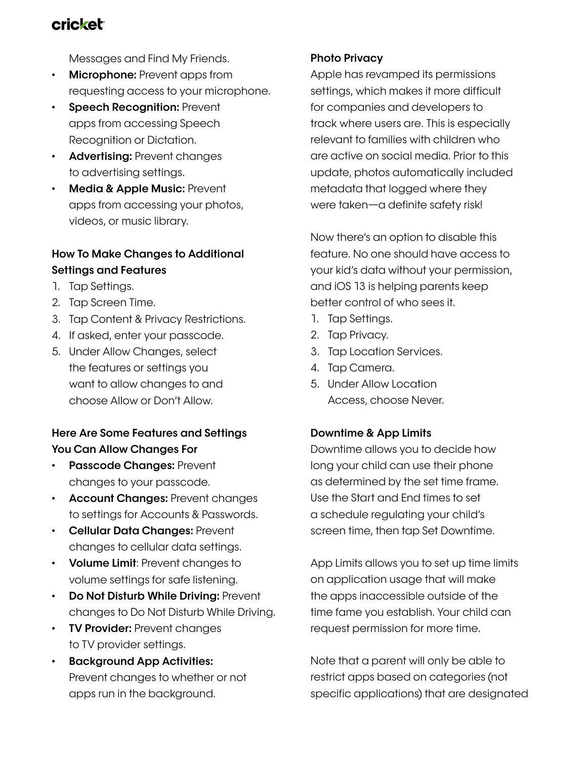Messages and Find My Friends.

- **Microphone:** Prevent apps from requesting access to your microphone.
- **Speech Recognition:** Prevent apps from accessing Speech Recognition or Dictation.
- **Advertising:** Prevent changes to advertising settings.
- **Media & Apple Music:** Prevent apps from accessing your photos, videos, or music library.

**How To Make Changes to Additional Settings and Features**

1. Tap Settings.
2. Tap Screen Time.
3. Tap Content & Privacy Restrictions.
4. If asked, enter your passcode.
5. Under Allow Changes, select the features or settings you want to allow changes to and choose Allow or Don't Allow.

**Here Are Some Features and Settings You Can Allow Changes For**

- **Passcode Changes:** Prevent changes to your passcode.
- **Account Changes:** Prevent changes to settings for Accounts & Passwords.
- **Cellular Data Changes:** Prevent changes to cellular data settings.
- **Volume Limit**: Prevent changes to volume settings for safe listening.
- **Do Not Disturb While Driving:** Prevent changes to Do Not Disturb While Driving.
- **TV Provider:** Prevent changes to TV provider settings.
- **Background App Activities:** Prevent changes to whether or not apps run in the background.

**Photo Privacy**

Apple has revamped its permissions settings, which makes it more difficult for companies and developers to track where users are. This is especially relevant to families with children who are active on social media. Prior to this update, photos automatically included metadata that logged where they were taken—a definite safety risk!

Now there's an option to disable this feature. No one should have access to your kid's data without your permission, and iOS 13 is helping parents keep better control of who sees it.

1. Tap Settings.
2. Tap Privacy.
3. Tap Location Services.
4. Tap Camera.
5. Under Allow Location Access, choose Never.

**Downtime & App Limits**

Downtime allows you to decide how long your child can use their phone as determined by the set time frame. Use the Start and End times to set a schedule regulating your child's screen time, then tap Set Downtime.

App Limits allows you to set up time limits on application usage that will make the apps inaccessible outside of the time fame you establish. Your child can request permission for more time.

Note that a parent will only be able to restrict apps based on categories (not specific applications) that are designated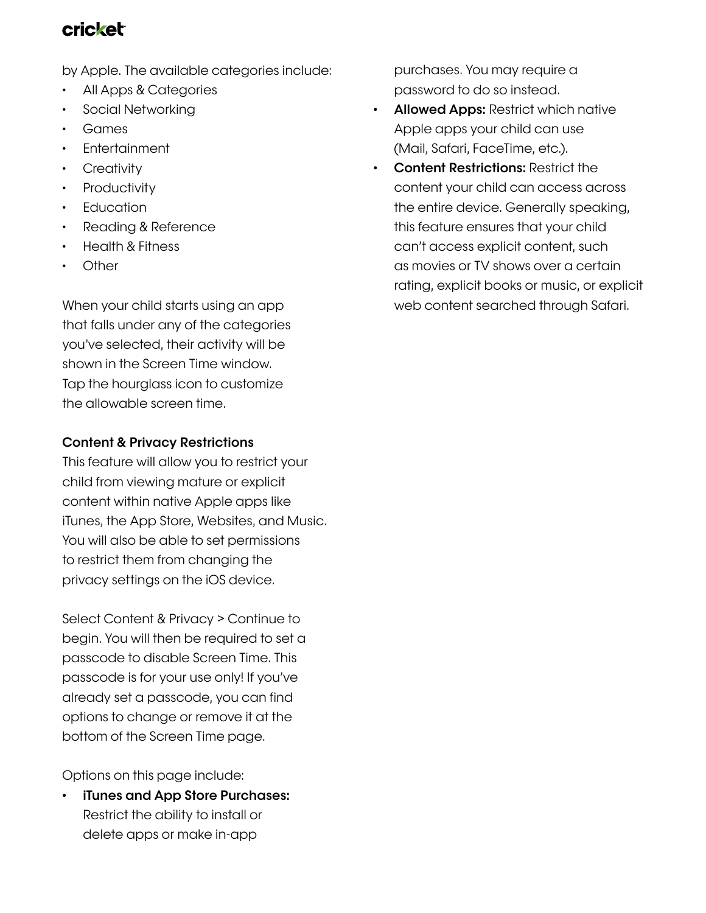by Apple. The available categories include:

- All Apps & Categories
- Social Networking
- Games
- Entertainment
- Creativity
- Productivity
- Education
- Reading & Reference
- Health & Fitness
- Other

When your child starts using an app that falls under any of the categories you've selected, their activity will be shown in the Screen Time window. Tap the hourglass icon to customize the allowable screen time.

**Content & Privacy Restrictions**

This feature will allow you to restrict your child from viewing mature or explicit content within native Apple apps like iTunes, the App Store, Websites, and Music. You will also be able to set permissions to restrict them from changing the privacy settings on the iOS device.

Select Content & Privacy > Continue to begin. You will then be required to set a passcode to disable Screen Time. This passcode is for your use only! If you've already set a passcode, you can find options to change or remove it at the bottom of the Screen Time page.

Options on this page include:

- **iTunes and App Store Purchases:** Restrict the ability to install or delete apps or make in-app purchases. You may require a password to do so instead.
- **Allowed Apps:** Restrict which native Apple apps your child can use (Mail, Safari, FaceTime, etc.).
- **Content Restrictions:** Restrict the content your child can access across the entire device. Generally speaking, this feature ensures that your child can't access explicit content, such as movies or TV shows over a certain rating, explicit books or music, or explicit web content searched through Safari.